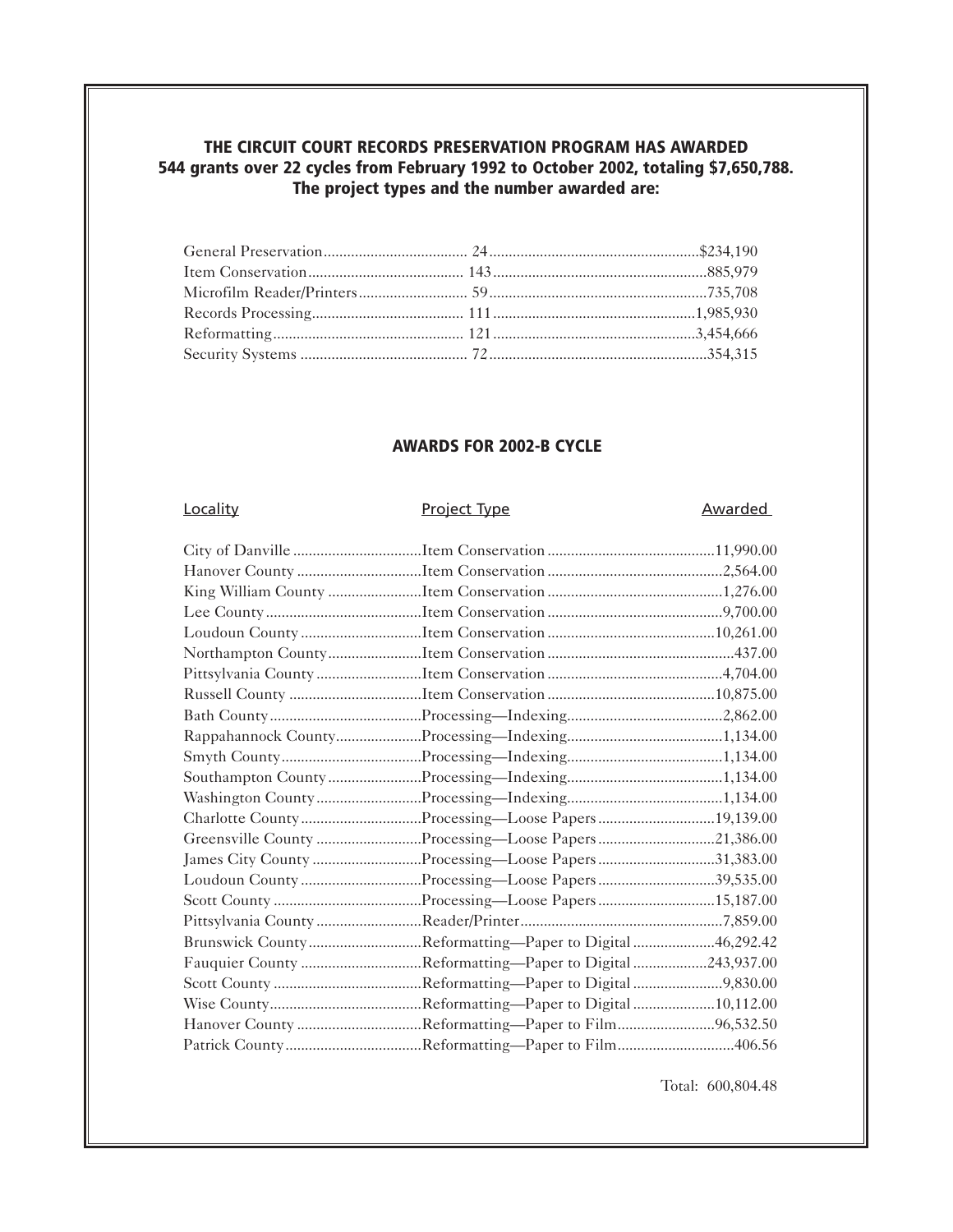## THE CIRCUIT COURT RECORDS PRESERVATION PROGRAM HAS AWARDED 544 grants over 22 cycles from February 1992 to October 2002, totaling $7,650,788. The project types and the number awarded are:

| Project Type | Number | Amount |
|---|---|---|
| General Preservation | 24 | $234,190 |
| Item Conservation | 143 | 885,979 |
| Microfilm Reader/Printers | 59 | 735,708 |
| Records Processing | 111 | 1,985,930 |
| Reformatting | 121 | 3,454,666 |
| Security Systems | 72 | 354,315 |

## AWARDS FOR 2002-B CYCLE

| Locality | Project Type | Awarded |
|---|---|---|
| City of Danville | Item Conservation | 11,990.00 |
| Hanover County | Item Conservation | 2,564.00 |
| King William County | Item Conservation | 1,276.00 |
| Lee County | Item Conservation | 9,700.00 |
| Loudoun County | Item Conservation | 10,261.00 |
| Northampton County | Item Conservation | 437.00 |
| Pittsylvania County | Item Conservation | 4,704.00 |
| Russell County | Item Conservation | 10,875.00 |
| Bath County | Processing—Indexing | 2,862.00 |
| Rappahannock County | Processing—Indexing | 1,134.00 |
| Smyth County | Processing—Indexing | 1,134.00 |
| Southampton County | Processing—Indexing | 1,134.00 |
| Washington County | Processing—Indexing | 1,134.00 |
| Charlotte County | Processing—Loose Papers | 19,139.00 |
| Greensville County | Processing—Loose Papers | 21,386.00 |
| James City County | Processing—Loose Papers | 31,383.00 |
| Loudoun County | Processing—Loose Papers | 39,535.00 |
| Scott County | Processing—Loose Papers | 15,187.00 |
| Pittsylvania County | Reader/Printer | 7,859.00 |
| Brunswick County | Reformatting—Paper to Digital | 46,292.42 |
| Fauquier County | Reformatting—Paper to Digital | 243,937.00 |
| Scott County | Reformatting—Paper to Digital | 9,830.00 |
| Wise County | Reformatting—Paper to Digital | 10,112.00 |
| Hanover County | Reformatting—Paper to Film | 96,532.50 |
| Patrick County | Reformatting—Paper to Film | 406.56 |

Total: 600,804.48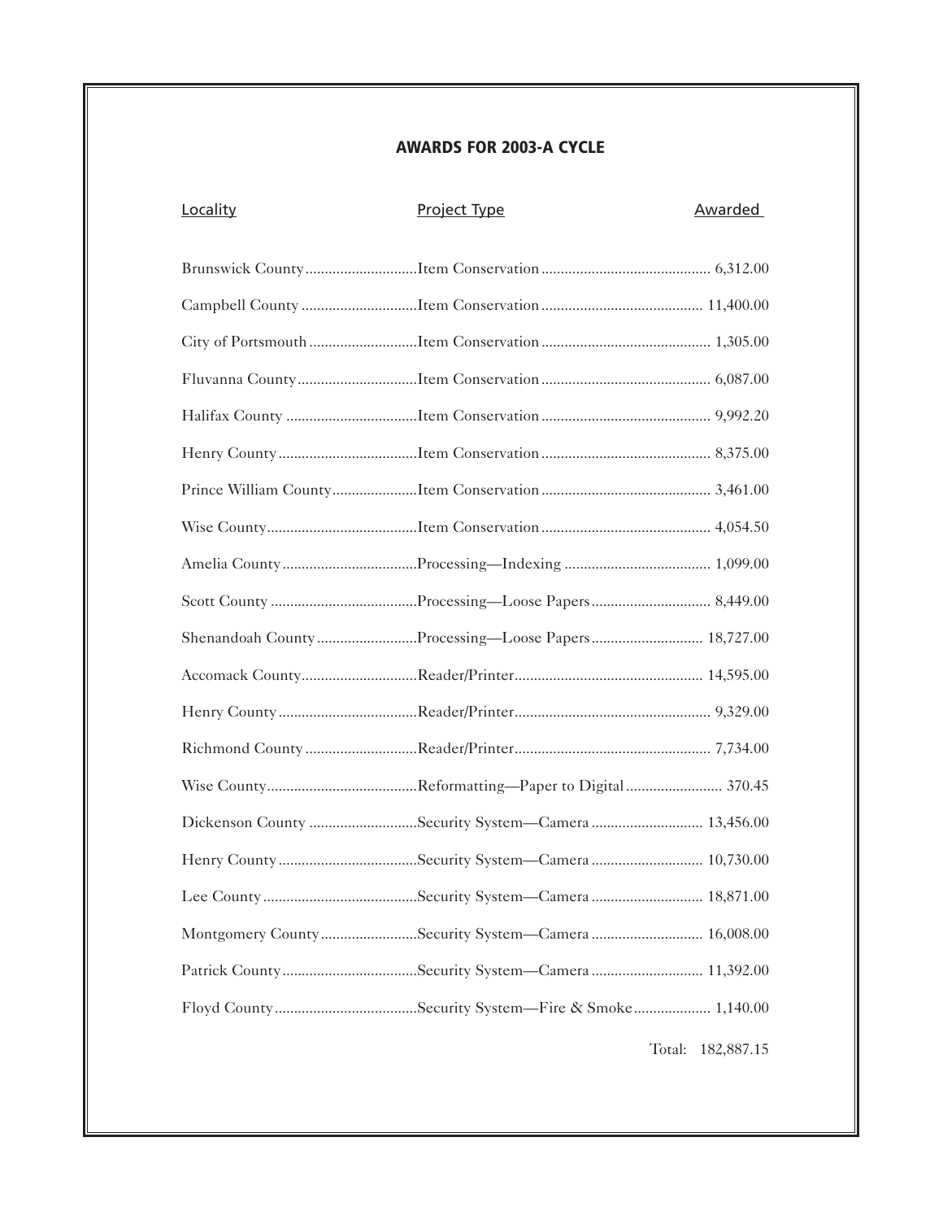## AWARDS FOR 2003-A CYCLE

| Locality | Project Type | Awarded |
| --- | --- | --- |
| Brunswick County | Item Conservation | 6,312.00 |
| Campbell County | Item Conservation | 11,400.00 |
| City of Portsmouth | Item Conservation | 1,305.00 |
| Fluvanna County | Item Conservation | 6,087.00 |
| Halifax County | Item Conservation | 9,992.20 |
| Henry County | Item Conservation | 8,375.00 |
| Prince William County | Item Conservation | 3,461.00 |
| Wise County | Item Conservation | 4,054.50 |
| Amelia County | Processing—Indexing | 1,099.00 |
| Scott County | Processing—Loose Papers | 8,449.00 |
| Shenandoah County | Processing—Loose Papers | 18,727.00 |
| Accomack County | Reader/Printer | 14,595.00 |
| Henry County | Reader/Printer | 9,329.00 |
| Richmond County | Reader/Printer | 7,734.00 |
| Wise County | Reformatting—Paper to Digital | 370.45 |
| Dickenson County | Security System—Camera | 13,456.00 |
| Henry County | Security System—Camera | 10,730.00 |
| Lee County | Security System—Camera | 18,871.00 |
| Montgomery County | Security System—Camera | 16,008.00 |
| Patrick County | Security System—Camera | 11,392.00 |
| Floyd County | Security System—Fire & Smoke | 1,140.00 |
| | | Total: 182,887.15 |